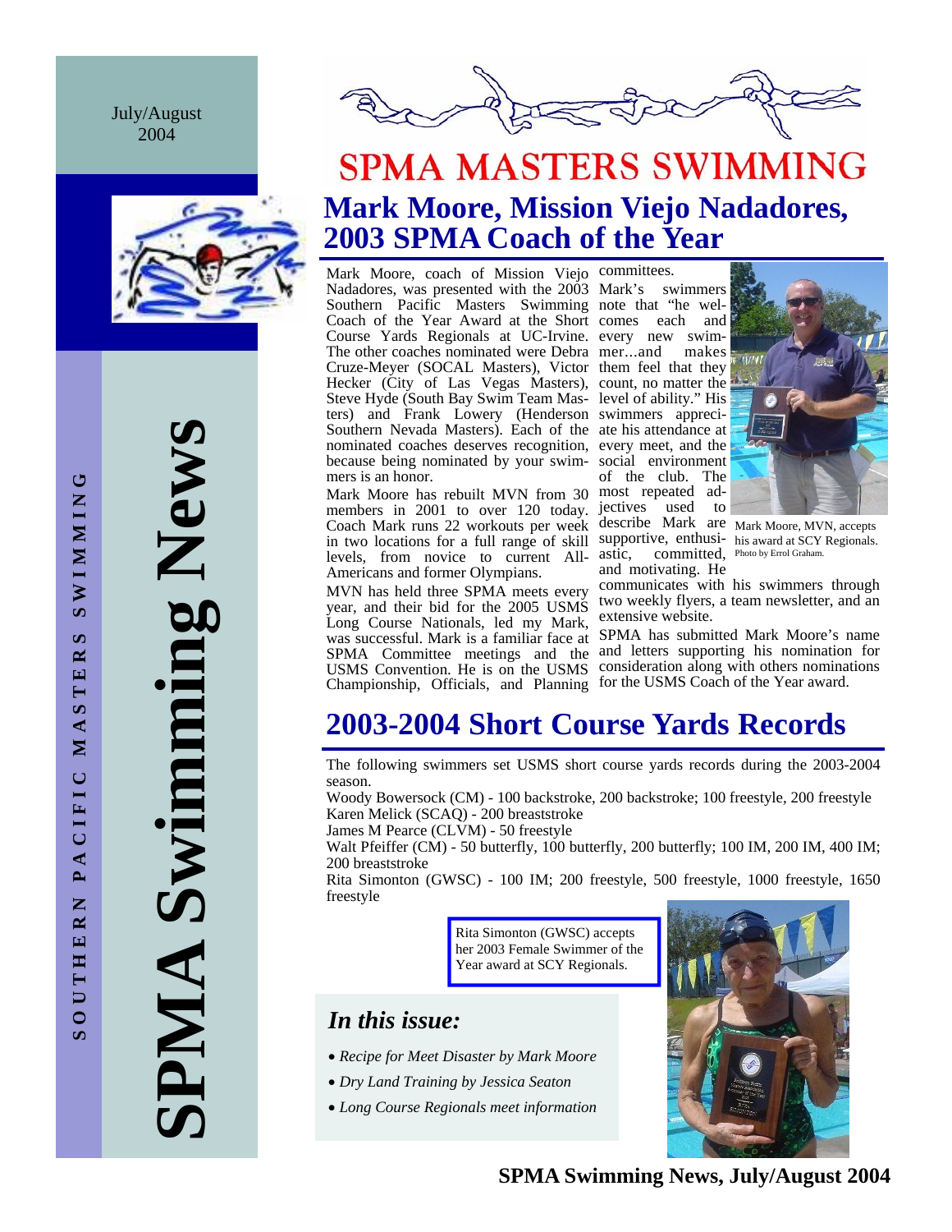July/August 2004

# SPMA Swimming News

SOUTHERN PACIFIC MASTERS SWIMMING

# SPMA MASTERS SWIMMING

## Mark Moore, Mission Viejo Nadadores, 2003 SPMA Coach of the Year

Mark Moore, coach of Mission Viejo Nadadores, was presented with the 2003 Southern Pacific Masters Swimming Coach of the Year Award at the Short Course Yards Regionals at UC-Irvine. The other coaches nominated were Debra Cruze-Meyer (SOCAL Masters), Victor Hecker (City of Las Vegas Masters), Steve Hyde (South Bay Swim Team Masters) and Frank Lowery (Henderson Southern Nevada Masters). Each of the nominated coaches deserves recognition, because being nominated by your swimmers is an honor.

Mark Moore has rebuilt MVN from 30 members in 2001 to over 120 today. Coach Mark runs 22 workouts per week in two locations for a full range of skill levels, from novice to current All-Americans and former Olympians.

MVN has held three SPMA meets every year, and their bid for the 2005 USMS Long Course Nationals, led my Mark, was successful. Mark is a familiar face at SPMA Committee meetings and the USMS Convention. He is on the USMS Championship, Officials, and Planning committees.

Mark's swimmers note that "he welcomes each and every new swimmer...and makes them feel that they count, no matter the level of ability." His swimmers appreciate his attendance at every meet, and the social environment of the club. The most repeated adjectives used to describe Mark are supportive, enthusiastic, committed, and motivating. He communicates with his swimmers through two weekly flyers, a team newsletter, and an extensive website.

Mark Moore, MVN, accepts his award at SCY Regionals. Photo by Errol Graham.

SPMA has submitted Mark Moore's name and letters supporting his nomination for consideration along with others nominations for the USMS Coach of the Year award.

## 2003-2004 Short Course Yards Records

The following swimmers set USMS short course yards records during the 2003-2004 season.

Woody Bowersock (CM) - 100 backstroke, 200 backstroke; 100 freestyle, 200 freestyle

Karen Melick (SCAQ) - 200 breaststroke

James M Pearce (CLVM) - 50 freestyle

Walt Pfeiffer (CM) - 50 butterfly, 100 butterfly, 200 butterfly; 100 IM, 200 IM, 400 IM; 200 breaststroke

Rita Simonton (GWSC) - 100 IM; 200 freestyle, 500 freestyle, 1000 freestyle, 1650 freestyle

Rita Simonton (GWSC) accepts her 2003 Female Swimmer of the Year award at SCY Regionals.

### *In this issue:*

- *Recipe for Meet Disaster by Mark Moore*
- *Dry Land Training by Jessica Seaton*
- *Long Course Regionals meet information*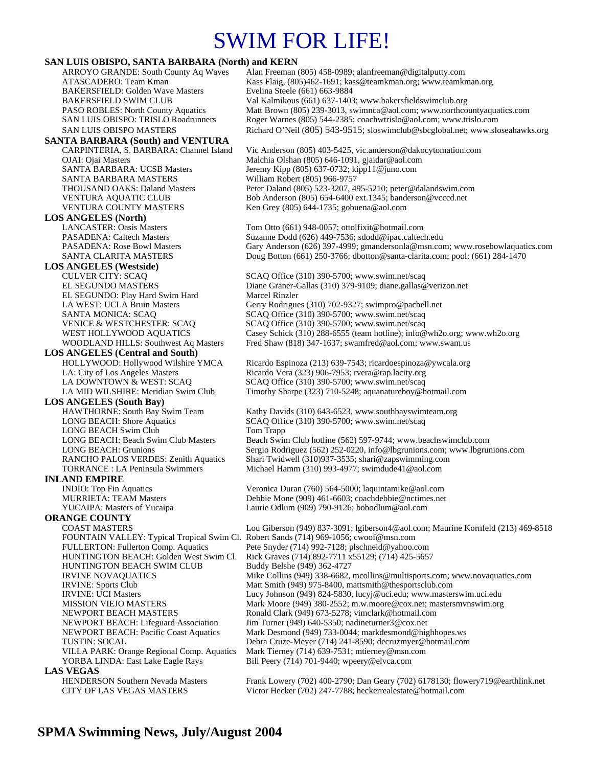# SWIM FOR LIFE!

## SAN LUIS OBISPO, SANTA BARBARA (North) and KERN

| Club | Contact |
|---|---|
| ARROYO GRANDE: South County Aq Waves | Alan Freeman (805) 458-0989; alanfreeman@digitalputty.com |
| ATASCADERO: Team Kman | Kass Flaig, (805)462-1691; kass@teamkman.org; www.teamkman.org |
| BAKERSFIELD: Golden Wave Masters | Evelina Steele (661) 663-9884 |
| BAKERSFIELD SWIM CLUB | Val Kalmikous (661) 637-1403; www.bakersfieldswimclub.org |
| PASO ROBLES: North County Aquatics | Matt Brown (805) 239-3013, swimnca@aol.com; www.northcountyaquatics.com |
| SAN LUIS OBISPO: TRISLO Roadrunners | Roger Warnes (805) 544-2385; coachwtrislo@aol.com; www.trislo.com |
| SAN LUIS OBISPO MASTERS | Richard O'Neil (805) 543-9515; sloswimclub@sbcglobal.net; www.sloseahawks.org |

## SANTA BARBARA (South) and VENTURA

| Club | Contact |
|---|---|
| CARPINTERIA, S. BARBARA: Channel Island | Vic Anderson (805) 403-5425, vic.anderson@dakocytomation.com |
| OJAI: Ojai Masters | Malchia Olshan (805) 646-1091, gjaidar@aol.com |
| SANTA BARBARA: UCSB Masters | Jeremy Kipp (805) 637-0732; kipp11@juno.com |
| SANTA BARBARA MASTERS | William Robert (805) 966-9757 |
| THOUSAND OAKS: Daland Masters | Peter Daland (805) 523-3207, 495-5210; peter@dalandswim.com |
| VENTURA AQUATIC CLUB | Bob Anderson (805) 654-6400 ext.1345; banderson@vcccd.net |
| VENTURA COUNTY MASTERS | Ken Grey (805) 644-1735; gobuena@aol.com |

## LOS ANGELES (North)

| Club | Contact |
|---|---|
| LANCASTER: Oasis Masters | Tom Otto (661) 948-0057; ottolfixit@hotmail.com |
| PASADENA: Caltech Masters | Suzanne Dodd (626) 449-7536; sdodd@ipac.caltech.edu |
| PASADENA: Rose Bowl Masters | Gary Anderson (626) 397-4999; gmandersonla@msn.com; www.rosebowlaquatics.com |
| SANTA CLARITA MASTERS | Doug Botton (661) 250-3766; dbotton@santa-clarita.com; pool: (661) 284-1470 |

## LOS ANGELES (Westside)

| Club | Contact |
|---|---|
| CULVER CITY: SCAQ | SCAQ Office (310) 390-5700; www.swim.net/scaq |
| EL SEGUNDO MASTERS | Diane Graner-Gallas (310) 379-9109; diane.gallas@verizon.net |
| EL SEGUNDO: Play Hard Swim Hard | Marcel Rinzler |
| LA WEST: UCLA Bruin Masters | Gerry Rodrigues (310) 702-9327; swimpro@pacbell.net |
| SANTA MONICA: SCAQ | SCAQ Office (310) 390-5700; www.swim.net/scaq |
| VENICE & WESTCHESTER: SCAQ | SCAQ Office (310) 390-5700; www.swim.net/scaq |
| WEST HOLLYWOOD AQUATICS | Casey Schick (310) 288-6555 (team hotline); info@wh2o.org; www.wh2o.org |
| WOODLAND HILLS: Southwest Aq Masters | Fred Shaw (818) 347-1637; swamfred@aol.com; www.swam.us |

## LOS ANGELES (Central and South)

| Club | Contact |
|---|---|
| HOLLYWOOD: Hollywood Wilshire YMCA | Ricardo Espinoza (213) 639-7543; ricardoespinoza@ywcala.org |
| LA: City of Los Angeles Masters | Ricardo Vera (323) 906-7953; rvera@rap.lacity.org |
| LA DOWNTOWN & WEST: SCAQ | SCAQ Office (310) 390-5700; www.swim.net/scaq |
| LA MID WILSHIRE: Meridian Swim Club | Timothy Sharpe (323) 710-5248; aquanatureboy@hotmail.com |

## LOS ANGELES (South Bay)

| Club | Contact |
|---|---|
| HAWTHORNE: South Bay Swim Team | Kathy Davids (310) 643-6523, www.southbayswimteam.org |
| LONG BEACH: Shore Aquatics | SCAQ Office (310) 390-5700; www.swim.net/scaq |
| LONG BEACH Swim Club | Tom Trapp |
| LONG BEACH: Beach Swim Club Masters | Beach Swim Club hotline (562) 597-9744; www.beachswimclub.com |
| LONG BEACH: Grunions | Sergio Rodriguez (562) 252-0220, info@lbgrunions.com; www.lbgrunions.com |
| RANCHO PALOS VERDES: Zenith Aquatics | Shari Twidwell (310)937-3535; shari@zapswimming.com |
| TORRANCE : LA Peninsula Swimmers | Michael Hamm (310) 993-4977; swimdude41@aol.com |

## INLAND EMPIRE

| Club | Contact |
|---|---|
| INDIO: Top Fin Aquatics | Veronica Duran (760) 564-5000; laquintamike@aol.com |
| MURRIETA: TEAM Masters | Debbie Mone (909) 461-6603; coachdebbie@nctimes.net |
| YUCAIPA: Masters of Yucaipa | Laurie Odlum (909) 790-9126; bobodlum@aol.com |

## ORANGE COUNTY

| Club | Contact |
|---|---|
| COAST MASTERS | Lou Giberson (949) 837-3091; lgiberson4@aol.com; Maurine Kornfeld (213) 469-8518 |
| FOUNTAIN VALLEY: Typical Tropical Swim Cl. | Robert Sands (714) 969-1056; cwoof@msn.com |
| FULLERTON: Fullerton Comp. Aquatics | Pete Snyder (714) 992-7128; plschneid@yahoo.com |
| HUNTINGTON BEACH: Golden West Swim Cl. | Rick Graves (714) 892-7711 x55129; (714) 425-5657 |
| HUNTINGTON BEACH SWIM CLUB | Buddy Belshe (949) 362-4727 |
| IRVINE NOVAQUATICS | Mike Collins (949) 338-6682, mcollins@multisports.com; www.novaquatics.com |
| IRVINE: Sports Club | Matt Smith (949) 975-8400, mattsmith@thesportsclub.com |
| IRVINE: UCI Masters | Lucy Johnson (949) 824-5830, lucyj@uci.edu; www.masterswim.uci.edu |
| MISSION VIEJO MASTERS | Mark Moore (949) 380-2552; m.w.moore@cox.net; mastersmvnswim.org |
| NEWPORT BEACH MASTERS | Ronald Clark (949) 673-5278; vimclark@hotmail.com |
| NEWPORT BEACH: Lifeguard Association | Jim Turner (949) 640-5350; nadineturner3@cox.net |
| NEWPORT BEACH: Pacific Coast Aquatics | Mark Desmond (949) 733-0044; markdesmond@highhopes.ws |
| TUSTIN: SOCAL | Debra Cruze-Meyer (714) 241-8590; decruzmyer@hotmail.com |
| VILLA PARK: Orange Regional Comp. Aquatics | Mark Tierney (714) 639-7531; mtierney@msn.com |
| YORBA LINDA: East Lake Eagle Rays | Bill Peery (714) 701-9440; wpeery@elvca.com |

## LAS VEGAS

| Club | Contact |
|---|---|
| HENDERSON Southern Nevada Masters | Frank Lowery (702) 400-2790; Dan Geary (702) 6178130; flowery719@earthlink.net |
| CITY OF LAS VEGAS MASTERS | Victor Hecker (702) 247-7788; heckerrealestate@hotmail.com |

**SPMA Swimming News, July/August 2004**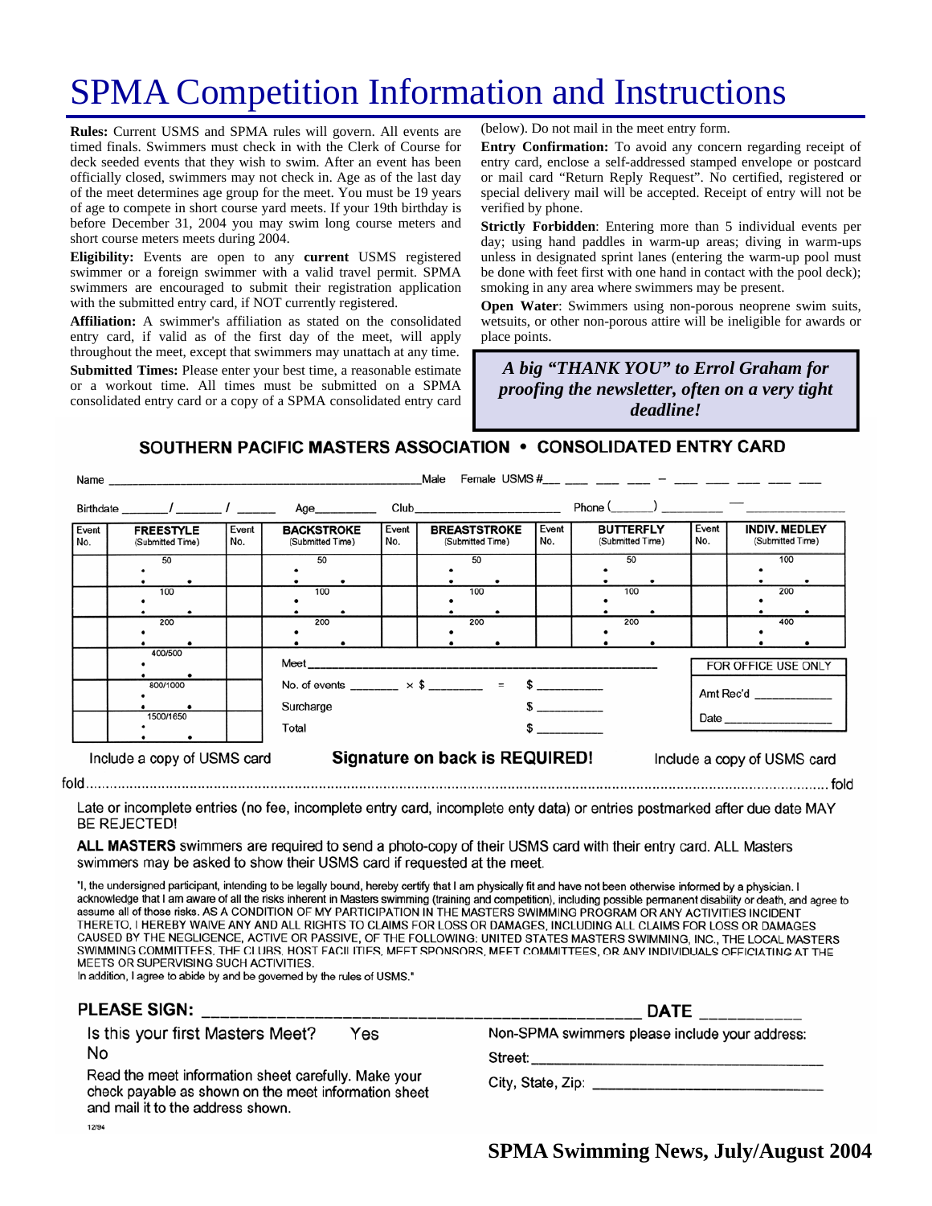# SPMA Competition Information and Instructions

**Rules:** Current USMS and SPMA rules will govern. All events are timed finals. Swimmers must check in with the Clerk of Course for deck seeded events that they wish to swim. After an event has been officially closed, swimmers may not check in. Age as of the last day of the meet determines age group for the meet. You must be 19 years of age to compete in short course yard meets. If your 19th birthday is before December 31, 2004 you may swim long course meters and short course meters meets during 2004.

**Eligibility:** Events are open to any **current** USMS registered swimmer or a foreign swimmer with a valid travel permit. SPMA swimmers are encouraged to submit their registration application with the submitted entry card, if NOT currently registered.

**Affiliation:** A swimmer's affiliation as stated on the consolidated entry card, if valid as of the first day of the meet, will apply throughout the meet, except that swimmers may unattach at any time.

**Submitted Times:** Please enter your best time, a reasonable estimate or a workout time. All times must be submitted on a SPMA consolidated entry card or a copy of a SPMA consolidated entry card (below). Do not mail in the meet entry form.

**Entry Confirmation:** To avoid any concern regarding receipt of entry card, enclose a self-addressed stamped envelope or postcard or mail card "Return Reply Request". No certified, registered or special delivery mail will be accepted. Receipt of entry will not be verified by phone.

**Strictly Forbidden**: Entering more than 5 individual events per day; using hand paddles in warm-up areas; diving in warm-ups unless in designated sprint lanes (entering the warm-up pool must be done with feet first with one hand in contact with the pool deck); smoking in any area where swimmers may be present.

**Open Water**: Swimmers using non-porous neoprene swim suits, wetsuits, or other non-porous attire will be ineligible for awards or place points.

***A big "THANK YOU" to Errol Graham for proofing the newsletter, often on a very tight deadline!***

## SOUTHERN PACIFIC MASTERS ASSOCIATION • CONSOLIDATED ENTRY CARD

Name ______________________________ Male Female USMS #___ ___ ___ ___ – ___ ___ ___ ___ ___

Birthdate _____/_____/_____ Age_______ Club_______________ Phone (____) ________ — __________

| Event No. | FREESTYLE (Submitted Time) | Event No. | BACKSTROKE (Submitted Time) | Event No. | BREASTSTROKE (Submitted Time) | Event No. | BUTTERFLY (Submitted Time) | Event No. | INDIV. MEDLEY (Submitted Time) |
|---|---|---|---|---|---|---|---|---|---|
| | 50 | | 50 | | 50 | | 50 | | 100 |
| | 100 | | 100 | | 100 | | 100 | | 200 |
| | 200 | | 200 | | 200 | | 200 | | 400 |
| | 400/500 | | | | | | | | |
| | 800/1000 | | | | | | | | |
| | 1500/1650 | | | | | | | | |

Meet ______________________________

No. of events _______ × $ _______ = $ _________

Surcharge $ _________

Total $ _________

FOR OFFICE USE ONLY

Amt Rec'd __________

Date __________

Include a copy of USMS card **Signature on back is REQUIRED!** Include a copy of USMS card

fold ........................................................................................................ fold

Late or incomplete entries (no fee, incomplete entry card, incomplete enty data) or entries postmarked after due date MAY BE REJECTED!

**ALL MASTERS** swimmers are required to send a photo-copy of their USMS card with their entry card. ALL Masters swimmers may be asked to show their USMS card if requested at the meet.

"I, the undersigned participant, intending to be legally bound, hereby certify that I am physically fit and have not been otherwise informed by a physician. I acknowledge that I am aware of all the risks inherent in Masters swimming (training and competition), including possible permanent disability or death, and agree to assume all of those risks. AS A CONDITION OF MY PARTICIPATION IN THE MASTERS SWIMMING PROGRAM OR ANY ACTIVITIES INCIDENT THERETO, I HEREBY WAIVE ANY AND ALL RIGHTS TO CLAIMS FOR LOSS OR DAMAGES, INCLUDING ALL CLAIMS FOR LOSS OR DAMAGES CAUSED BY THE NEGLIGENCE, ACTIVE OR PASSIVE, OF THE FOLLOWING: UNITED STATES MASTERS SWIMMING, INC., THE LOCAL MASTERS SWIMMING COMMITTEES, THE CLUBS, HOST FACILITIES, MEET SPONSORS, MEET COMMITTEES, OR ANY INDIVIDUALS OFFICIATING AT THE MEETS OR SUPERVISING SUCH ACTIVITIES.
In addition, I agree to abide by and be governed by the rules of USMS."

**PLEASE SIGN:** ______________________________ **DATE** __________

Is this your first Masters Meet? Yes No

Read the meet information sheet carefully. Make your check payable as shown on the meet information sheet and mail it to the address shown.

Non-SPMA swimmers please include your address:

Street: ______________________________

City, State, Zip: ______________________________

12/94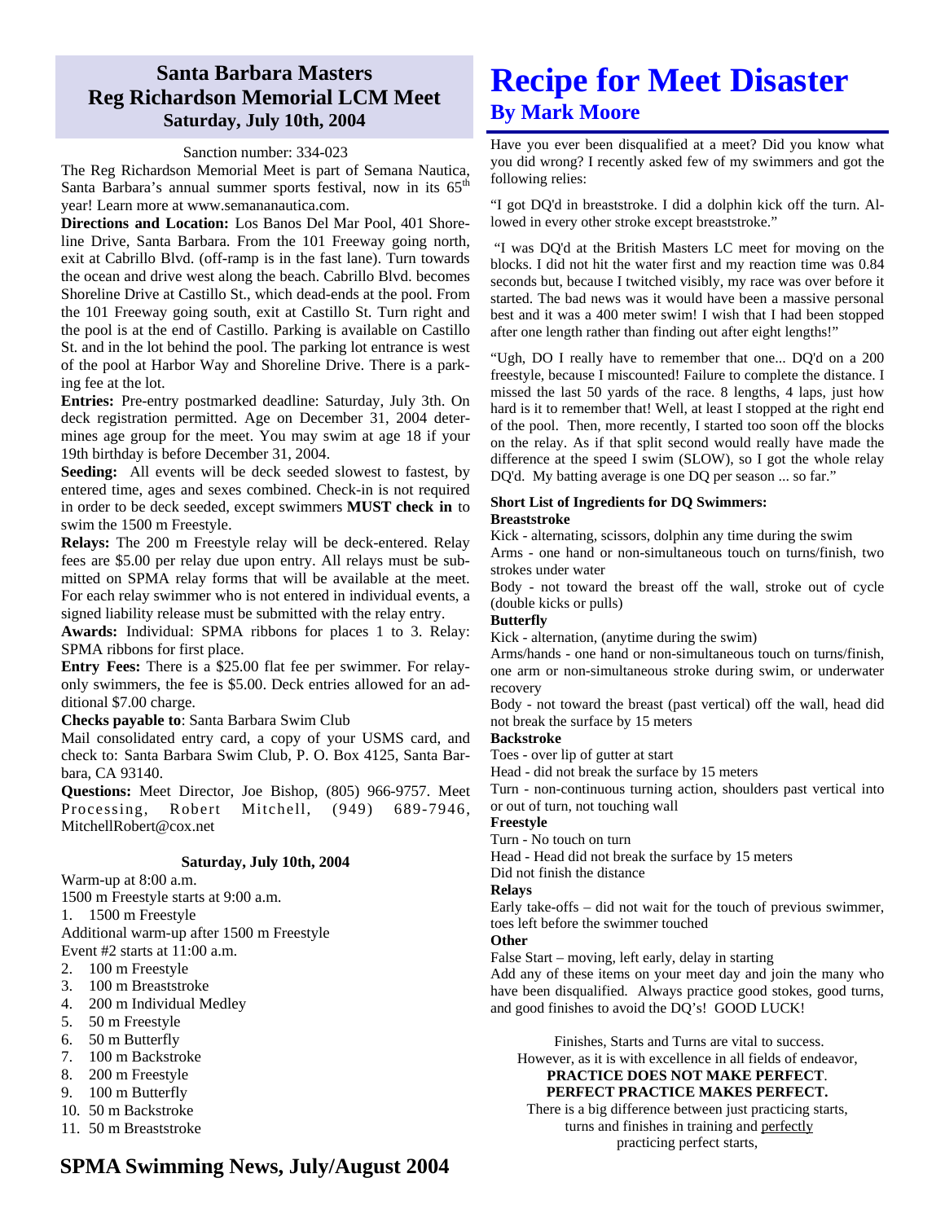## Santa Barbara Masters
## Reg Richardson Memorial LCM Meet
### Saturday, July 10th, 2004

Sanction number: 334-023

The Reg Richardson Memorial Meet is part of Semana Nautica, Santa Barbara's annual summer sports festival, now in its 65th year! Learn more at www.semananautica.com.

**Directions and Location:** Los Banos Del Mar Pool, 401 Shoreline Drive, Santa Barbara. From the 101 Freeway going north, exit at Cabrillo Blvd. (off-ramp is in the fast lane). Turn towards the ocean and drive west along the beach. Cabrillo Blvd. becomes Shoreline Drive at Castillo St., which dead-ends at the pool. From the 101 Freeway going south, exit at Castillo St. Turn right and the pool is at the end of Castillo. Parking is available on Castillo St. and in the lot behind the pool. The parking lot entrance is west of the pool at Harbor Way and Shoreline Drive. There is a parking fee at the lot.

**Entries:** Pre-entry postmarked deadline: Saturday, July 3th. On deck registration permitted. Age on December 31, 2004 determines age group for the meet. You may swim at age 18 if your 19th birthday is before December 31, 2004.

**Seeding:** All events will be deck seeded slowest to fastest, by entered time, ages and sexes combined. Check-in is not required in order to be deck seeded, except swimmers **MUST check in** to swim the 1500 m Freestyle.

**Relays:** The 200 m Freestyle relay will be deck-entered. Relay fees are $5.00 per relay due upon entry. All relays must be submitted on SPMA relay forms that will be available at the meet. For each relay swimmer who is not entered in individual events, a signed liability release must be submitted with the relay entry.

**Awards:** Individual: SPMA ribbons for places 1 to 3. Relay: SPMA ribbons for first place.

**Entry Fees:** There is a $25.00 flat fee per swimmer. For relay-only swimmers, the fee is $5.00. Deck entries allowed for an additional $7.00 charge.

**Checks payable to**: Santa Barbara Swim Club

Mail consolidated entry card, a copy of your USMS card, and check to: Santa Barbara Swim Club, P. O. Box 4125, Santa Barbara, CA 93140.

**Questions:** Meet Director, Joe Bishop, (805) 966-9757. Meet Processing, Robert Mitchell, (949) 689-7946, MitchellRobert@cox.net

**Saturday, July 10th, 2004**

Warm-up at 8:00 a.m.
1500 m Freestyle starts at 9:00 a.m.

1. 1500 m Freestyle

Additional warm-up after 1500 m Freestyle
Event #2 starts at 11:00 a.m.

2. 100 m Freestyle
3. 100 m Breaststroke
4. 200 m Individual Medley
5. 50 m Freestyle
6. 50 m Butterfly
7. 100 m Backstroke
8. 200 m Freestyle
9. 100 m Butterfly
10. 50 m Backstroke
11. 50 m Breaststroke

# Recipe for Meet Disaster
## By Mark Moore

Have you ever been disqualified at a meet? Did you know what you did wrong? I recently asked few of my swimmers and got the following relies:

"I got DQ'd in breaststroke. I did a dolphin kick off the turn. Allowed in every other stroke except breaststroke."

"I was DQ'd at the British Masters LC meet for moving on the blocks. I did not hit the water first and my reaction time was 0.84 seconds but, because I twitched visibly, my race was over before it started. The bad news was it would have been a massive personal best and it was a 400 meter swim! I wish that I had been stopped after one length rather than finding out after eight lengths!"

"Ugh, DO I really have to remember that one... DQ'd on a 200 freestyle, because I miscounted! Failure to complete the distance. I missed the last 50 yards of the race. 8 lengths, 4 laps, just how hard is it to remember that! Well, at least I stopped at the right end of the pool. Then, more recently, I started too soon off the blocks on the relay. As if that split second would really have made the difference at the speed I swim (SLOW), so I got the whole relay DQ'd. My batting average is one DQ per season ... so far."

**Short List of Ingredients for DQ Swimmers:**

**Breaststroke**

Kick - alternating, scissors, dolphin any time during the swim
Arms - one hand or non-simultaneous touch on turns/finish, two strokes under water
Body - not toward the breast off the wall, stroke out of cycle (double kicks or pulls)

**Butterfly**

Kick - alternation, (anytime during the swim)
Arms/hands - one hand or non-simultaneous touch on turns/finish, one arm or non-simultaneous stroke during swim, or underwater recovery
Body - not toward the breast (past vertical) off the wall, head did not break the surface by 15 meters

**Backstroke**

Toes - over lip of gutter at start
Head - did not break the surface by 15 meters
Turn - non-continuous turning action, shoulders past vertical into or out of turn, not touching wall

**Freestyle**

Turn - No touch on turn
Head - Head did not break the surface by 15 meters
Did not finish the distance

**Relays**

Early take-offs – did not wait for the touch of previous swimmer, toes left before the swimmer touched

**Other**

False Start – moving, left early, delay in starting

Add any of these items on your meet day and join the many who have been disqualified. Always practice good stokes, good turns, and good finishes to avoid the DQ's! GOOD LUCK!

Finishes, Starts and Turns are vital to success.
However, as it is with excellence in all fields of endeavor,
**PRACTICE DOES NOT MAKE PERFECT**.
**PERFECT PRACTICE MAKES PERFECT.**
There is a big difference between just practicing starts, turns and finishes in training and perfectly practicing perfect starts,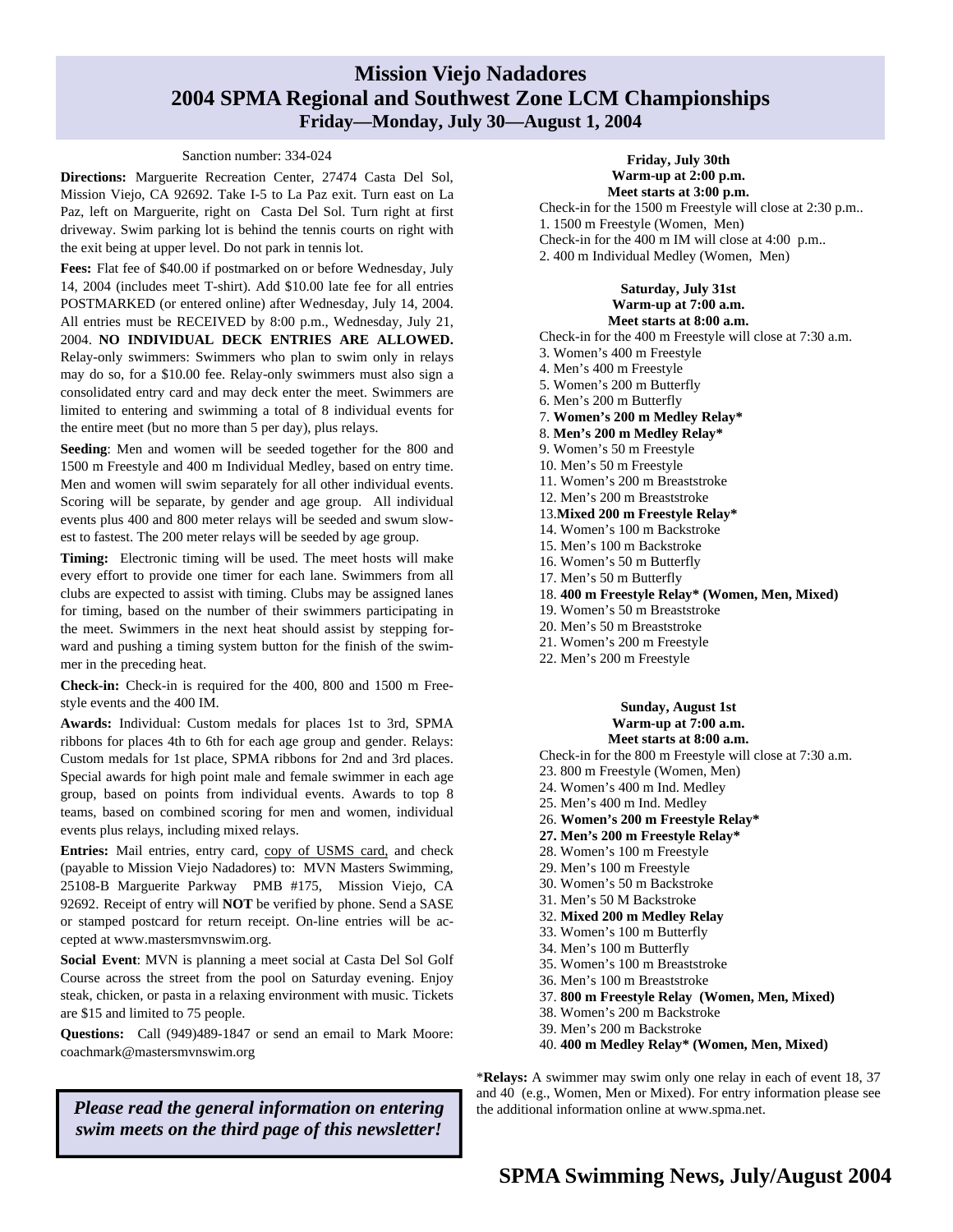# Mission Viejo Nadadores
## 2004 SPMA Regional and Southwest Zone LCM Championships
### Friday—Monday, July 30—August 1, 2004

Sanction number: 334-024

**Directions:** Marguerite Recreation Center, 27474 Casta Del Sol, Mission Viejo, CA 92692. Take I-5 to La Paz exit. Turn east on La Paz, left on Marguerite, right on Casta Del Sol. Turn right at first driveway. Swim parking lot is behind the tennis courts on right with the exit being at upper level. Do not park in tennis lot.

**Fees:** Flat fee of $40.00 if postmarked on or before Wednesday, July 14, 2004 (includes meet T-shirt). Add $10.00 late fee for all entries POSTMARKED (or entered online) after Wednesday, July 14, 2004. All entries must be RECEIVED by 8:00 p.m., Wednesday, July 21, 2004. **NO INDIVIDUAL DECK ENTRIES ARE ALLOWED.** Relay-only swimmers: Swimmers who plan to swim only in relays may do so, for a $10.00 fee. Relay-only swimmers must also sign a consolidated entry card and may deck enter the meet. Swimmers are limited to entering and swimming a total of 8 individual events for the entire meet (but no more than 5 per day), plus relays.

**Seeding**: Men and women will be seeded together for the 800 and 1500 m Freestyle and 400 m Individual Medley, based on entry time. Men and women will swim separately for all other individual events. Scoring will be separate, by gender and age group. All individual events plus 400 and 800 meter relays will be seeded and swum slowest to fastest. The 200 meter relays will be seeded by age group.

**Timing:** Electronic timing will be used. The meet hosts will make every effort to provide one timer for each lane. Swimmers from all clubs are expected to assist with timing. Clubs may be assigned lanes for timing, based on the number of their swimmers participating in the meet. Swimmers in the next heat should assist by stepping forward and pushing a timing system button for the finish of the swimmer in the preceding heat.

**Check-in:** Check-in is required for the 400, 800 and 1500 m Freestyle events and the 400 IM.

**Awards:** Individual: Custom medals for places 1st to 3rd, SPMA ribbons for places 4th to 6th for each age group and gender. Relays: Custom medals for 1st place, SPMA ribbons for 2nd and 3rd places. Special awards for high point male and female swimmer in each age group, based on points from individual events. Awards to top 8 teams, based on combined scoring for men and women, individual events plus relays, including mixed relays.

**Entries:** Mail entries, entry card, copy of USMS card, and check (payable to Mission Viejo Nadadores) to: MVN Masters Swimming, 25108-B Marguerite Parkway PMB #175, Mission Viejo, CA 92692. Receipt of entry will **NOT** be verified by phone. Send a SASE or stamped postcard for return receipt. On-line entries will be accepted at www.mastersmvnswim.org.

**Social Event**: MVN is planning a meet social at Casta Del Sol Golf Course across the street from the pool on Saturday evening. Enjoy steak, chicken, or pasta in a relaxing environment with music. Tickets are $15 and limited to 75 people.

**Questions:** Call (949)489-1847 or send an email to Mark Moore: coachmark@mastersmvnswim.org

***Please read the general information on entering swim meets on the third page of this newsletter!***

**Friday, July 30th**
**Warm-up at 2:00 p.m.**
**Meet starts at 3:00 p.m.**

Check-in for the 1500 m Freestyle will close at 2:30 p.m..
1. 1500 m Freestyle (Women, Men)
Check-in for the 400 m IM will close at 4:00 p.m..
2. 400 m Individual Medley (Women, Men)

**Saturday, July 31st**
**Warm-up at 7:00 a.m.**
**Meet starts at 8:00 a.m.**

Check-in for the 400 m Freestyle will close at 7:30 a.m.
3. Women's 400 m Freestyle
4. Men's 400 m Freestyle
5. Women's 200 m Butterfly
6. Men's 200 m Butterfly
7. **Women's 200 m Medley Relay***
8. **Men's 200 m Medley Relay***
9. Women's 50 m Freestyle
10. Men's 50 m Freestyle
11. Women's 200 m Breaststroke
12. Men's 200 m Breaststroke
13. **Mixed 200 m Freestyle Relay***
14. Women's 100 m Backstroke
15. Men's 100 m Backstroke
16. Women's 50 m Butterfly
17. Men's 50 m Butterfly
18. **400 m Freestyle Relay* (Women, Men, Mixed)**
19. Women's 50 m Breaststroke
20. Men's 50 m Breaststroke
21. Women's 200 m Freestyle
22. Men's 200 m Freestyle

**Sunday, August 1st**
**Warm-up at 7:00 a.m.**
**Meet starts at 8:00 a.m.**

Check-in for the 800 m Freestyle will close at 7:30 a.m.
23. 800 m Freestyle (Women, Men)
24. Women's 400 m Ind. Medley
25. Men's 400 m Ind. Medley
26. **Women's 200 m Freestyle Relay***
27. **Men's 200 m Freestyle Relay***
28. Women's 100 m Freestyle
29. Men's 100 m Freestyle
30. Women's 50 m Backstroke
31. Men's 50 M Backstroke
32. **Mixed 200 m Medley Relay**
33. Women's 100 m Butterfly
34. Men's 100 m Butterfly
35. Women's 100 m Breaststroke
36. Men's 100 m Breaststroke
37. **800 m Freestyle Relay (Women, Men, Mixed)**
38. Women's 200 m Backstroke
39. Men's 200 m Backstroke
40. **400 m Medley Relay* (Women, Men, Mixed)**

***Relays:** A swimmer may swim only one relay in each of event 18, 37 and 40 (e.g., Women, Men or Mixed). For entry information please see the additional information online at www.spma.net.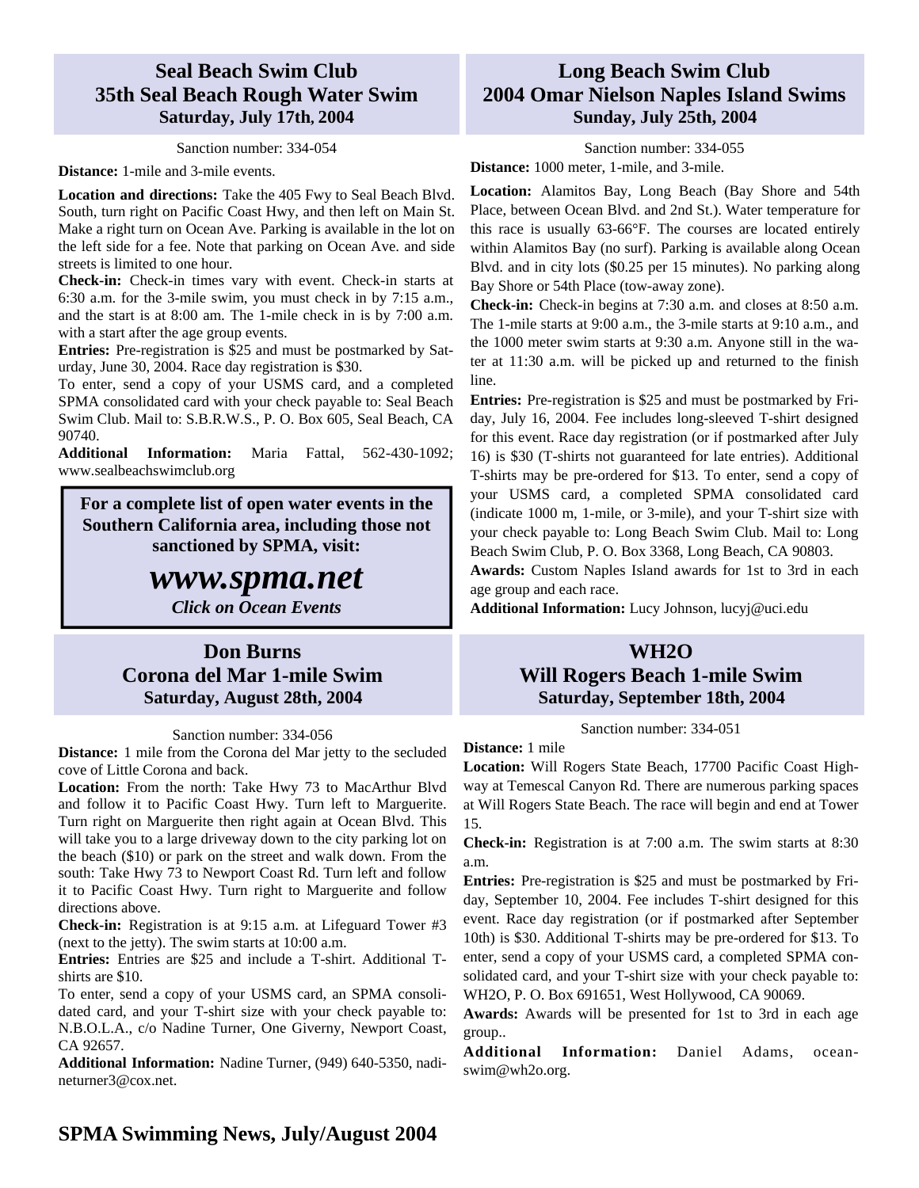## Seal Beach Swim Club 35th Seal Beach Rough Water Swim
**Saturday, July 17th, 2004**

Sanction number: 334-054

**Distance:** 1-mile and 3-mile events.

**Location and directions:** Take the 405 Fwy to Seal Beach Blvd. South, turn right on Pacific Coast Hwy, and then left on Main St. Make a right turn on Ocean Ave. Parking is available in the lot on the left side for a fee. Note that parking on Ocean Ave. and side streets is limited to one hour.

**Check-in:** Check-in times vary with event. Check-in starts at 6:30 a.m. for the 3-mile swim, you must check in by 7:15 a.m., and the start is at 8:00 am. The 1-mile check in is by 7:00 a.m. with a start after the age group events.

**Entries:** Pre-registration is $25 and must be postmarked by Saturday, June 30, 2004. Race day registration is $30.

To enter, send a copy of your USMS card, and a completed SPMA consolidated card with your check payable to: Seal Beach Swim Club. Mail to: S.B.R.W.S., P. O. Box 605, Seal Beach, CA 90740.

**Additional Information:** Maria Fattal, 562-430-1092; www.sealbeachswimclub.org

**For a complete list of open water events in the Southern California area, including those not sanctioned by SPMA, visit:**

***www.spma.net***

***Click on Ocean Events***

## Long Beach Swim Club 2004 Omar Nielson Naples Island Swims
**Sunday, July 25th, 2004**

Sanction number: 334-055

**Distance:** 1000 meter, 1-mile, and 3-mile.

**Location:** Alamitos Bay, Long Beach (Bay Shore and 54th Place, between Ocean Blvd. and 2nd St.). Water temperature for this race is usually 63-66°F. The courses are located entirely within Alamitos Bay (no surf). Parking is available along Ocean Blvd. and in city lots ($0.25 per 15 minutes). No parking along Bay Shore or 54th Place (tow-away zone).

**Check-in:** Check-in begins at 7:30 a.m. and closes at 8:50 a.m. The 1-mile starts at 9:00 a.m., the 3-mile starts at 9:10 a.m., and the 1000 meter swim starts at 9:30 a.m. Anyone still in the water at 11:30 a.m. will be picked up and returned to the finish line.

**Entries:** Pre-registration is $25 and must be postmarked by Friday, July 16, 2004. Fee includes long-sleeved T-shirt designed for this event. Race day registration (or if postmarked after July 16) is $30 (T-shirts not guaranteed for late entries). Additional T-shirts may be pre-ordered for $13. To enter, send a copy of your USMS card, a completed SPMA consolidated card (indicate 1000 m, 1-mile, or 3-mile), and your T-shirt size with your check payable to: Long Beach Swim Club. Mail to: Long Beach Swim Club, P. O. Box 3368, Long Beach, CA 90803.

**Awards:** Custom Naples Island awards for 1st to 3rd in each age group and each race.

**Additional Information:** Lucy Johnson, lucyj@uci.edu

## Don Burns Corona del Mar 1-mile Swim
**Saturday, August 28th, 2004**

Sanction number: 334-056

**Distance:** 1 mile from the Corona del Mar jetty to the secluded cove of Little Corona and back.

**Location:** From the north: Take Hwy 73 to MacArthur Blvd and follow it to Pacific Coast Hwy. Turn left to Marguerite. Turn right on Marguerite then right again at Ocean Blvd. This will take you to a large driveway down to the city parking lot on the beach ($10) or park on the street and walk down. From the south: Take Hwy 73 to Newport Coast Rd. Turn left and follow it to Pacific Coast Hwy. Turn right to Marguerite and follow directions above.

**Check-in:** Registration is at 9:15 a.m. at Lifeguard Tower #3 (next to the jetty). The swim starts at 10:00 a.m.

**Entries:** Entries are $25 and include a T-shirt. Additional T-shirts are $10.

To enter, send a copy of your USMS card, an SPMA consolidated card, and your T-shirt size with your check payable to: N.B.O.L.A., c/o Nadine Turner, One Giverny, Newport Coast, CA 92657.

**Additional Information:** Nadine Turner, (949) 640-5350, nadineturner3@cox.net.

## WH2O Will Rogers Beach 1-mile Swim
**Saturday, September 18th, 2004**

Sanction number: 334-051

**Distance:** 1 mile

**Location:** Will Rogers State Beach, 17700 Pacific Coast Highway at Temescal Canyon Rd. There are numerous parking spaces at Will Rogers State Beach. The race will begin and end at Tower 15.

**Check-in:** Registration is at 7:00 a.m. The swim starts at 8:30 a.m.

**Entries:** Pre-registration is $25 and must be postmarked by Friday, September 10, 2004. Fee includes T-shirt designed for this event. Race day registration (or if postmarked after September 10th) is $30. Additional T-shirts may be pre-ordered for $13. To enter, send a copy of your USMS card, a completed SPMA consolidated card, and your T-shirt size with your check payable to: WH2O, P. O. Box 691651, West Hollywood, CA 90069.

**Awards:** Awards will be presented for 1st to 3rd in each age group..

**Additional Information:** Daniel Adams, oceanswim@wh2o.org.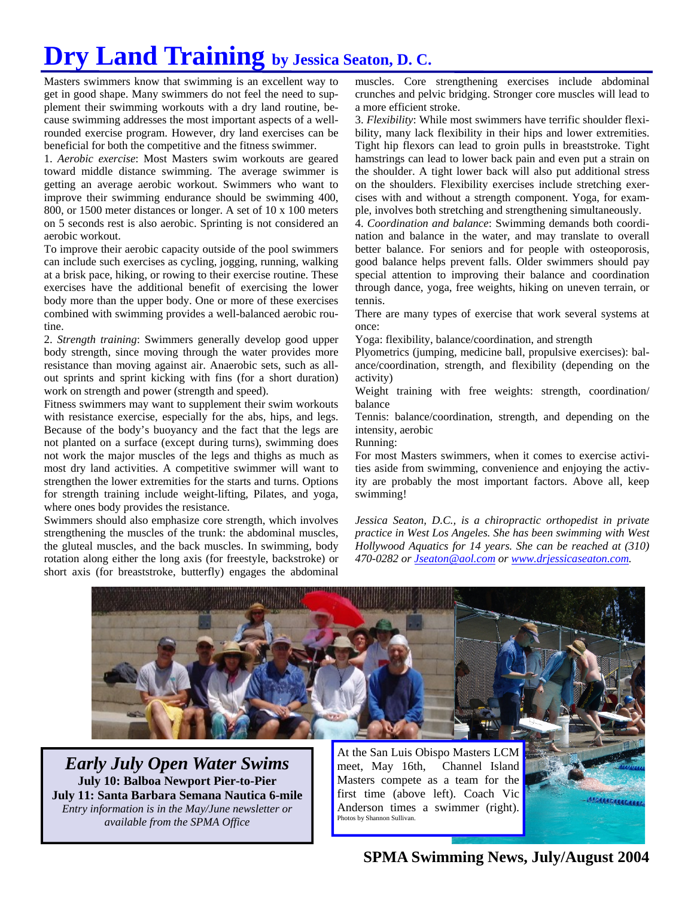# Dry Land Training by Jessica Seaton, D. C.

Masters swimmers know that swimming is an excellent way to get in good shape. Many swimmers do not feel the need to supplement their swimming workouts with a dry land routine, because swimming addresses the most important aspects of a well-rounded exercise program. However, dry land exercises can be beneficial for both the competitive and the fitness swimmer.

1. *Aerobic exercise*: Most Masters swim workouts are geared toward middle distance swimming. The average swimmer is getting an average aerobic workout. Swimmers who want to improve their swimming endurance should be swimming 400, 800, or 1500 meter distances or longer. A set of 10 x 100 meters on 5 seconds rest is also aerobic. Sprinting is not considered an aerobic workout.

To improve their aerobic capacity outside of the pool swimmers can include such exercises as cycling, jogging, running, walking at a brisk pace, hiking, or rowing to their exercise routine. These exercises have the additional benefit of exercising the lower body more than the upper body. One or more of these exercises combined with swimming provides a well-balanced aerobic routine.

2. *Strength training*: Swimmers generally develop good upper body strength, since moving through the water provides more resistance than moving against air. Anaerobic sets, such as all-out sprints and sprint kicking with fins (for a short duration) work on strength and power (strength and speed).

Fitness swimmers may want to supplement their swim workouts with resistance exercise, especially for the abs, hips, and legs. Because of the body's buoyancy and the fact that the legs are not planted on a surface (except during turns), swimming does not work the major muscles of the legs and thighs as much as most dry land activities. A competitive swimmer will want to strengthen the lower extremities for the starts and turns. Options for strength training include weight-lifting, Pilates, and yoga, where ones body provides the resistance.

Swimmers should also emphasize core strength, which involves strengthening the muscles of the trunk: the abdominal muscles, the gluteal muscles, and the back muscles. In swimming, body rotation along either the long axis (for freestyle, backstroke) or short axis (for breaststroke, butterfly) engages the abdominal muscles. Core strengthening exercises include abdominal crunches and pelvic bridging. Stronger core muscles will lead to a more efficient stroke.

3. *Flexibility*: While most swimmers have terrific shoulder flexibility, many lack flexibility in their hips and lower extremities. Tight hip flexors can lead to groin pulls in breaststroke. Tight hamstrings can lead to lower back pain and even put a strain on the shoulder. A tight lower back will also put additional stress on the shoulders. Flexibility exercises include stretching exercises with and without a strength component. Yoga, for example, involves both stretching and strengthening simultaneously.

4. *Coordination and balance*: Swimming demands both coordination and balance in the water, and may translate to overall better balance. For seniors and for people with osteoporosis, good balance helps prevent falls. Older swimmers should pay special attention to improving their balance and coordination through dance, yoga, free weights, hiking on uneven terrain, or tennis.

There are many types of exercise that work several systems at once:

Yoga: flexibility, balance/coordination, and strength

Plyometrics (jumping, medicine ball, propulsive exercises): balance/coordination, strength, and flexibility (depending on the activity)

Weight training with free weights: strength, coordination/balance

Tennis: balance/coordination, strength, and depending on the intensity, aerobic

Running:

For most Masters swimmers, when it comes to exercise activities aside from swimming, convenience and enjoying the activity are probably the most important factors. Above all, keep swimming!

*Jessica Seaton, D.C., is a chiropractic orthopedist in private practice in West Los Angeles. She has been swimming with West Hollywood Aquatics for 14 years. She can be reached at (310) 470-0282 or Jseaton@aol.com or www.drjessicaseaton.com.*

## *Early July Open Water Swims*

**July 10: Balboa Newport Pier-to-Pier**
**July 11: Santa Barbara Semana Nautica 6-mile**

*Entry information is in the May/June newsletter or available from the SPMA Office*

At the San Luis Obispo Masters LCM meet, May 16th, Channel Island Masters compete as a team for the first time (above left). Coach Vic Anderson times a swimmer (right). Photos by Shannon Sullivan.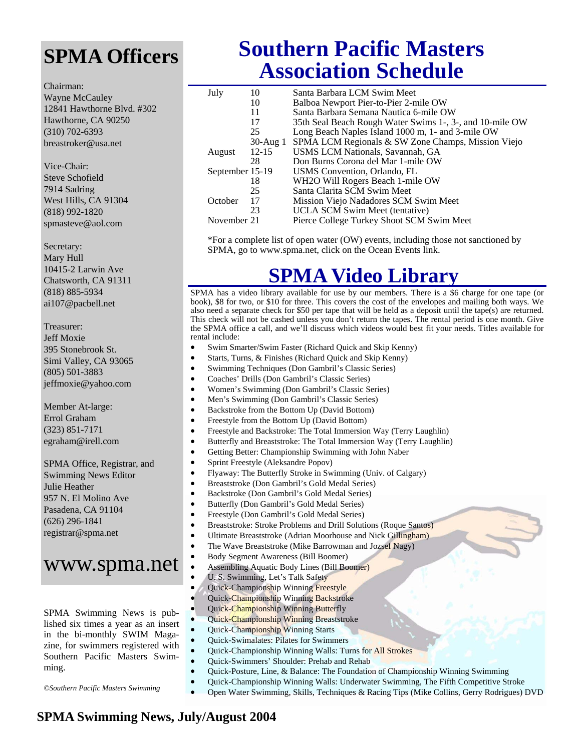# SPMA Officers

Chairman:
Wayne McCauley
12841 Hawthorne Blvd. #302
Hawthorne, CA 90250
(310) 702-6393
breastroker@usa.net

Vice-Chair:
Steve Schofield
7914 Sadring
West Hills, CA 91304
(818) 992-1820
spmasteve@aol.com

Secretary:
Mary Hull
10415-2 Larwin Ave
Chatsworth, CA 91311
(818) 885-5934
ai107@pacbell.net

Treasurer:
Jeff Moxie
395 Stonebrook St.
Simi Valley, CA 93065
(805) 501-3883
jeffmoxie@yahoo.com

Member At-large:
Errol Graham
(323) 851-7171
egraham@irell.com

SPMA Office, Registrar, and Swimming News Editor
Julie Heather
957 N. El Molino Ave
Pasadena, CA 91104
(626) 296-1841
registrar@spma.net

## www.spma.net

SPMA Swimming News is published six times a year as an insert in the bi-monthly SWIM Magazine, for swimmers registered with Southern Pacific Masters Swimming.

*©Southern Pacific Masters Swimming*

# Southern Pacific Masters Association Schedule

| | | |
|---|---|---|
| July | 10 | Santa Barbara LCM Swim Meet |
| | 10 | Balboa Newport Pier-to-Pier 2-mile OW |
| | 11 | Santa Barbara Semana Nautica 6-mile OW |
| | 17 | 35th Seal Beach Rough Water Swims 1-, 3-, and 10-mile OW |
| | 25 | Long Beach Naples Island 1000 m, 1- and 3-mile OW |
| | 30-Aug 1 | SPMA LCM Regionals & SW Zone Champs, Mission Viejo |
| August | 12-15 | USMS LCM Nationals, Savannah, GA |
| | 28 | Don Burns Corona del Mar 1-mile OW |
| September | 15-19 | USMS Convention, Orlando, FL |
| | 18 | WH2O Will Rogers Beach 1-mile OW |
| | 25 | Santa Clarita SCM Swim Meet |
| October | 17 | Mission Viejo Nadadores SCM Swim Meet |
| | 23 | UCLA SCM Swim Meet (tentative) |
| November | 21 | Pierce College Turkey Shoot SCM Swim Meet |

*For a complete list of open water (OW) events, including those not sanctioned by SPMA, go to www.spma.net, click on the Ocean Events link.

# SPMA Video Library

SPMA has a video library available for use by our members. There is a $6 charge for one tape (or book), $8 for two, or $10 for three. This covers the cost of the envelopes and mailing both ways. We also need a separate check for $50 per tape that will be held as a deposit until the tape(s) are returned. This check will not be cashed unless you don't return the tapes. The rental period is one month. Give the SPMA office a call, and we'll discuss which videos would best fit your needs. Titles available for rental include:

- Swim Smarter/Swim Faster (Richard Quick and Skip Kenny)
- Starts, Turns, & Finishes (Richard Quick and Skip Kenny)
- Swimming Techniques (Don Gambril's Classic Series)
- Coaches' Drills (Don Gambril's Classic Series)
- Women's Swimming (Don Gambril's Classic Series)
- Men's Swimming (Don Gambril's Classic Series)
- Backstroke from the Bottom Up (David Bottom)
- Freestyle from the Bottom Up (David Bottom)
- Freestyle and Backstroke: The Total Immersion Way (Terry Laughlin)
- Butterfly and Breaststroke: The Total Immersion Way (Terry Laughlin)
- Getting Better: Championship Swimming with John Naber
- Sprint Freestyle (Aleksandre Popov)
- Flyaway: The Butterfly Stroke in Swimming (Univ. of Calgary)
- Breaststroke (Don Gambril's Gold Medal Series)
- Backstroke (Don Gambril's Gold Medal Series)
- Butterfly (Don Gambril's Gold Medal Series)
- Freestyle (Don Gambril's Gold Medal Series)
- Breaststroke: Stroke Problems and Drill Solutions (Roque Santos)
- Ultimate Breaststroke (Adrian Moorhouse and Nick Gillingham)
- The Wave Breaststroke (Mike Barrowman and Jozsef Nagy)
- Body Segment Awareness (Bill Boomer)
- Assembling Aquatic Body Lines (Bill Boomer)
- U. S. Swimming, Let's Talk Safety
- Quick-Championship Winning Freestyle
- Quick-Championship Winning Backstroke
- Quick-Championship Winning Butterfly
- Quick-Championship Winning Breaststroke
- Quick-Championship Winning Starts
- Quick-Swimalates: Pilates for Swimmers
- Quick-Championship Winning Walls: Turns for All Strokes
- Quick-Swimmers' Shoulder: Prehab and Rehab
- Quick-Posture, Line, & Balance: The Foundation of Championship Winning Swimming
- Quick-Championship Winning Walls: Underwater Swimming, The Fifth Competitive Stroke
- Open Water Swimming, Skills, Techniques & Racing Tips (Mike Collins, Gerry Rodrigues) DVD